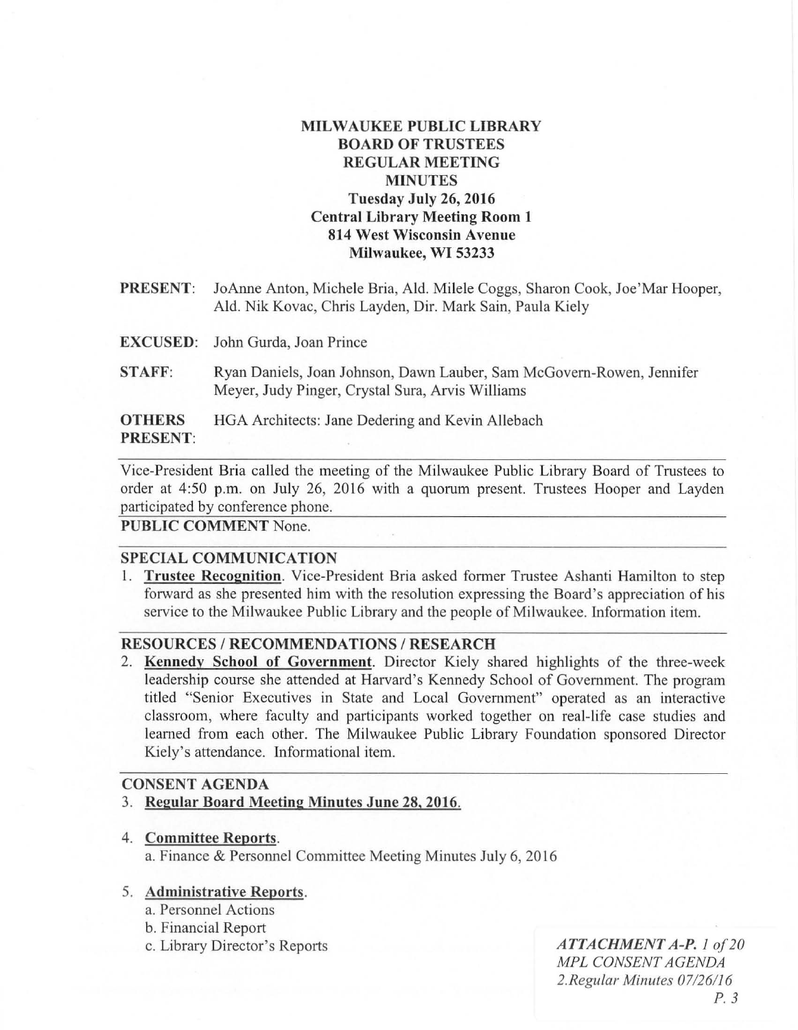# MILWAUKEE PUBLIC LIBRARY
# BOARD OF TRUSTEES
# REGULAR MEETING
# MINUTES

**Tuesday July 26, 2016**
**Central Library Meeting Room 1**
**814 West Wisconsin Avenue**
**Milwaukee, WI 53233**

**PRESENT**: JoAnne Anton, Michele Bria, Ald. Milele Coggs, Sharon Cook, Joe'Mar Hooper, Ald. Nik Kovac, Chris Layden, Dir. Mark Sain, Paula Kiely

**EXCUSED**: John Gurda, Joan Prince

**STAFF**: Ryan Daniels, Joan Johnson, Dawn Lauber, Sam McGovern-Rowen, Jennifer Meyer, Judy Pinger, Crystal Sura, Arvis Williams

**OTHERS PRESENT**: HGA Architects: Jane Dedering and Kevin Allebach

---

Vice-President Bria called the meeting of the Milwaukee Public Library Board of Trustees to order at 4:50 p.m. on July 26, 2016 with a quorum present. Trustees Hooper and Layden participated by conference phone.

---

**PUBLIC COMMENT** None.

---

**SPECIAL COMMUNICATION**

1. **Trustee Recognition**. Vice-President Bria asked former Trustee Ashanti Hamilton to step forward as she presented him with the resolution expressing the Board's appreciation of his service to the Milwaukee Public Library and the people of Milwaukee. Information item.

---

**RESOURCES / RECOMMENDATIONS / RESEARCH**

2. **Kennedy School of Government**. Director Kiely shared highlights of the three-week leadership course she attended at Harvard's Kennedy School of Government. The program titled "Senior Executives in State and Local Government" operated as an interactive classroom, where faculty and participants worked together on real-life case studies and learned from each other. The Milwaukee Public Library Foundation sponsored Director Kiely's attendance. Informational item.

---

**CONSENT AGENDA**

3. **Regular Board Meeting Minutes June 28, 2016**.

4. **Committee Reports**.
   a. Finance & Personnel Committee Meeting Minutes July 6, 2016

5. **Administrative Reports**.
   a. Personnel Actions
   b. Financial Report
   c. Library Director's Reports

*ATTACHMENT A-P. 1 of 20*
*MPL CONSENT AGENDA*
*2.Regular Minutes 07/26/16*
*P. 3*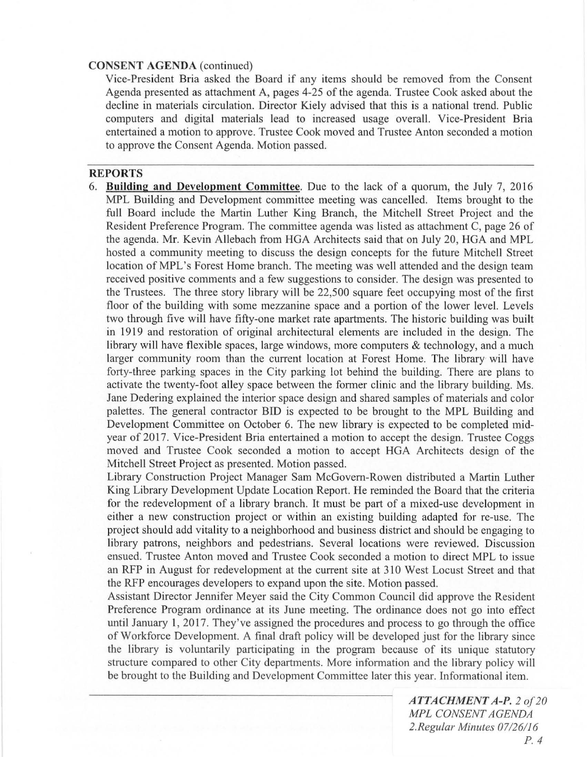**CONSENT AGENDA** (continued)

Vice-President Bria asked the Board if any items should be removed from the Consent Agenda presented as attachment A, pages 4-25 of the agenda. Trustee Cook asked about the decline in materials circulation. Director Kiely advised that this is a national trend. Public computers and digital materials lead to increased usage overall. Vice-President Bria entertained a motion to approve. Trustee Cook moved and Trustee Anton seconded a motion to approve the Consent Agenda. Motion passed.

---

**REPORTS**

6. **Building and Development Committee**. Due to the lack of a quorum, the July 7, 2016 MPL Building and Development committee meeting was cancelled. Items brought to the full Board include the Martin Luther King Branch, the Mitchell Street Project and the Resident Preference Program. The committee agenda was listed as attachment C, page 26 of the agenda. Mr. Kevin Allebach from HGA Architects said that on July 20, HGA and MPL hosted a community meeting to discuss the design concepts for the future Mitchell Street location of MPL's Forest Home branch. The meeting was well attended and the design team received positive comments and a few suggestions to consider. The design was presented to the Trustees. The three story library will be 22,500 square feet occupying most of the first floor of the building with some mezzanine space and a portion of the lower level. Levels two through five will have fifty-one market rate apartments. The historic building was built in 1919 and restoration of original architectural elements are included in the design. The library will have flexible spaces, large windows, more computers & technology, and a much larger community room than the current location at Forest Home. The library will have forty-three parking spaces in the City parking lot behind the building. There are plans to activate the twenty-foot alley space between the former clinic and the library building. Ms. Jane Dedering explained the interior space design and shared samples of materials and color palettes. The general contractor BID is expected to be brought to the MPL Building and Development Committee on October 6. The new library is expected to be completed mid-year of 2017. Vice-President Bria entertained a motion to accept the design. Trustee Coggs moved and Trustee Cook seconded a motion to accept HGA Architects design of the Mitchell Street Project as presented. Motion passed.

   Library Construction Project Manager Sam McGovern-Rowen distributed a Martin Luther King Library Development Update Location Report. He reminded the Board that the criteria for the redevelopment of a library branch. It must be part of a mixed-use development in either a new construction project or within an existing building adapted for re-use. The project should add vitality to a neighborhood and business district and should be engaging to library patrons, neighbors and pedestrians. Several locations were reviewed. Discussion ensued. Trustee Anton moved and Trustee Cook seconded a motion to direct MPL to issue an RFP in August for redevelopment at the current site at 310 West Locust Street and that the RFP encourages developers to expand upon the site. Motion passed.

   Assistant Director Jennifer Meyer said the City Common Council did approve the Resident Preference Program ordinance at its June meeting. The ordinance does not go into effect until January 1, 2017. They've assigned the procedures and process to go through the office of Workforce Development. A final draft policy will be developed just for the library since the library is voluntarily participating in the program because of its unique statutory structure compared to other City departments. More information and the library policy will be brought to the Building and Development Committee later this year. Informational item.

---

*ATTACHMENT A-P. 2 of 20*
*MPL CONSENT AGENDA*
*2.Regular Minutes 07/26/16*
*P. 4*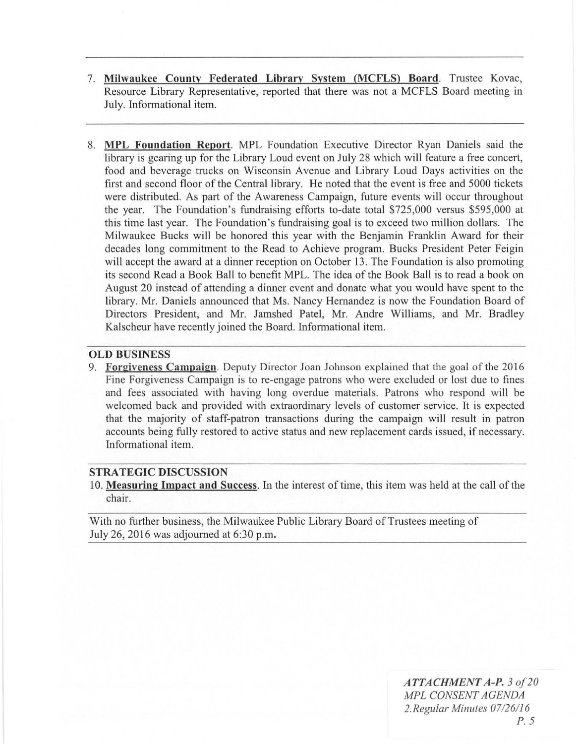7. **Milwaukee County Federated Library System (MCFLS) Board**. Trustee Kovac, Resource Library Representative, reported that there was not a MCFLS Board meeting in July. Informational item.

8. **MPL Foundation Report**. MPL Foundation Executive Director Ryan Daniels said the library is gearing up for the Library Loud event on July 28 which will feature a free concert, food and beverage trucks on Wisconsin Avenue and Library Loud Days activities on the first and second floor of the Central library. He noted that the event is free and 5000 tickets were distributed. As part of the Awareness Campaign, future events will occur throughout the year. The Foundation's fundraising efforts to-date total $725,000 versus $595,000 at this time last year. The Foundation's fundraising goal is to exceed two million dollars. The Milwaukee Bucks will be honored this year with the Benjamin Franklin Award for their decades long commitment to the Read to Achieve program. Bucks President Peter Feigin will accept the award at a dinner reception on October 13. The Foundation is also promoting its second Read a Book Ball to benefit MPL. The idea of the Book Ball is to read a book on August 20 instead of attending a dinner event and donate what you would have spent to the library. Mr. Daniels announced that Ms. Nancy Hernandez is now the Foundation Board of Directors President, and Mr. Jamshed Patel, Mr. Andre Williams, and Mr. Bradley Kalscheur have recently joined the Board. Informational item.

**OLD BUSINESS**

9. **Forgiveness Campaign**. Deputy Director Joan Johnson explained that the goal of the 2016 Fine Forgiveness Campaign is to re-engage patrons who were excluded or lost due to fines and fees associated with having long overdue materials. Patrons who respond will be welcomed back and provided with extraordinary levels of customer service. It is expected that the majority of staff-patron transactions during the campaign will result in patron accounts being fully restored to active status and new replacement cards issued, if necessary. Informational item.

**STRATEGIC DISCUSSION**

10. **Measuring Impact and Success**. In the interest of time, this item was held at the call of the chair.

With no further business, the Milwaukee Public Library Board of Trustees meeting of July 26, 2016 was adjourned at 6:30 p.m.

*ATTACHMENT A-P. 3 of 20*
*MPL CONSENT AGENDA*
*2.Regular Minutes 07/26/16*
*P. 5*